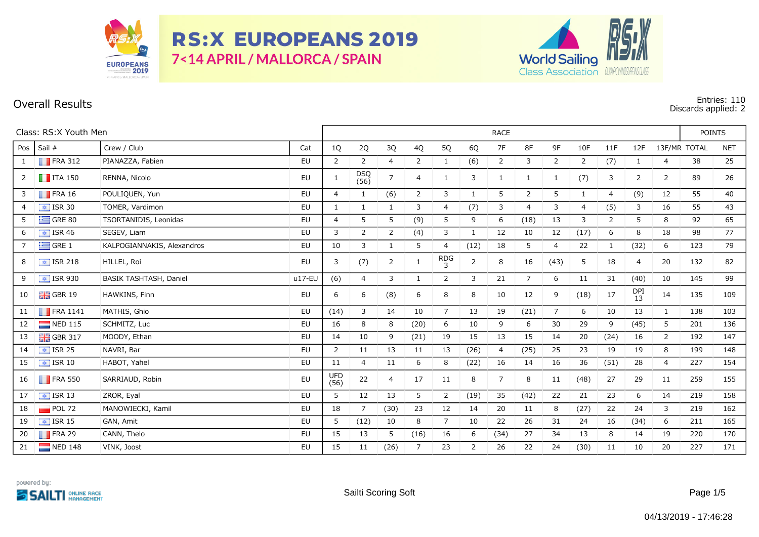# RS:X EUROPEANS 2019

7<14 APRIL / MALLORCA / SPAIN

## Overall Results

Entries: 110
Discards applied: 2

Class: RS:X Youth Men

| Pos | Sail # | Crew / Club | Cat | 1Q | 2Q | 3Q | 4Q | 5Q | 6Q | 7F | 8F | 9F | 10F | 11F | 12F | 13F/MR | TOTAL | NET |
|---|---|---|---|---|---|---|---|---|---|---|---|---|---|---|---|---|---|---|
| 1 | FRA 312 | PIANAZZA, Fabien | EU | 2 | 2 | 4 | 2 | 1 | (6) | 2 | 3 | 2 | 2 | (7) | 1 | 4 | 38 | 25 |
| 2 | ITA 150 | RENNA, Nicolo | EU | 1 | DSQ (56) | 7 | 4 | 1 | 3 | 1 | 1 | 1 | (7) | 3 | 2 | 2 | 89 | 26 |
| 3 | FRA 16 | POULIQUEN, Yun | EU | 4 | 1 | (6) | 2 | 3 | 1 | 5 | 2 | 5 | 1 | 4 | (9) | 12 | 55 | 40 |
| 4 | ISR 30 | TOMER, Vardimon | EU | 1 | 1 | 1 | 3 | 4 | (7) | 3 | 4 | 3 | 4 | (5) | 3 | 16 | 55 | 43 |
| 5 | GRE 80 | TSORTANIDIS, Leonidas | EU | 4 | 5 | 5 | (9) | 5 | 9 | 6 | (18) | 13 | 3 | 2 | 5 | 8 | 92 | 65 |
| 6 | ISR 46 | SEGEV, Liam | EU | 3 | 2 | 2 | (4) | 3 | 1 | 12 | 10 | 12 | (17) | 6 | 8 | 18 | 98 | 77 |
| 7 | GRE 1 | KALPOGIANNAKIS, Alexandros | EU | 10 | 3 | 1 | 5 | 4 | (12) | 18 | 5 | 4 | 22 | 1 | (32) | 6 | 123 | 79 |
| 8 | ISR 218 | HILLEL, Roi | EU | 3 | (7) | 2 | 1 | RDG 3 | 2 | 8 | 16 | (43) | 5 | 18 | 4 | 20 | 132 | 82 |
| 9 | ISR 930 | BASIK TASHTASH, Daniel | u17-EU | (6) | 4 | 3 | 1 | 2 | 3 | 21 | 7 | 6 | 11 | 31 | (40) | 10 | 145 | 99 |
| 10 | GBR 19 | HAWKINS, Finn | EU | 6 | 6 | (8) | 6 | 8 | 8 | 10 | 12 | 9 | (18) | 17 | DPI 13 | 14 | 135 | 109 |
| 11 | FRA 1141 | MATHIS, Ghio | EU | (14) | 3 | 14 | 10 | 7 | 13 | 19 | (21) | 7 | 6 | 10 | 13 | 1 | 138 | 103 |
| 12 | NED 115 | SCHMITZ, Luc | EU | 16 | 8 | 8 | (20) | 6 | 10 | 9 | 6 | 30 | 29 | 9 | (45) | 5 | 201 | 136 |
| 13 | GBR 317 | MOODY, Ethan | EU | 14 | 10 | 9 | (21) | 19 | 15 | 13 | 15 | 14 | 20 | (24) | 16 | 2 | 192 | 147 |
| 14 | ISR 25 | NAVRI, Bar | EU | 2 | 11 | 13 | 11 | 13 | (26) | 4 | (25) | 25 | 23 | 19 | 19 | 8 | 199 | 148 |
| 15 | ISR 10 | HABOT, Yahel | EU | 11 | 4 | 11 | 6 | 8 | (22) | 16 | 14 | 16 | 36 | (51) | 28 | 4 | 227 | 154 |
| 16 | FRA 550 | SARRIAUD, Robin | EU | UFD (56) | 22 | 4 | 17 | 11 | 8 | 7 | 8 | 11 | (48) | 27 | 29 | 11 | 259 | 155 |
| 17 | ISR 13 | ZROR, Eyal | EU | 5 | 12 | 13 | 5 | 2 | (19) | 35 | (42) | 22 | 21 | 23 | 6 | 14 | 219 | 158 |
| 18 | POL 72 | MANOWIECKI, Kamil | EU | 18 | 7 | (30) | 23 | 12 | 14 | 20 | 11 | 8 | (27) | 22 | 24 | 3 | 219 | 162 |
| 19 | ISR 15 | GAN, Amit | EU | 5 | (12) | 10 | 8 | 7 | 10 | 22 | 26 | 31 | 24 | 16 | (34) | 6 | 211 | 165 |
| 20 | FRA 29 | CANN, Thelo | EU | 15 | 13 | 5 | (16) | 16 | 6 | (34) | 27 | 34 | 13 | 8 | 14 | 19 | 220 | 170 |
| 21 | NED 148 | VINK, Joost | EU | 15 | 11 | (26) | 7 | 23 | 2 | 26 | 22 | 24 | (30) | 11 | 10 | 20 | 227 | 171 |

powered by: SAILTI ONLINE RACE MANAGEMENT

Sailti Scoring Soft

04/13/2019 - 17:46:28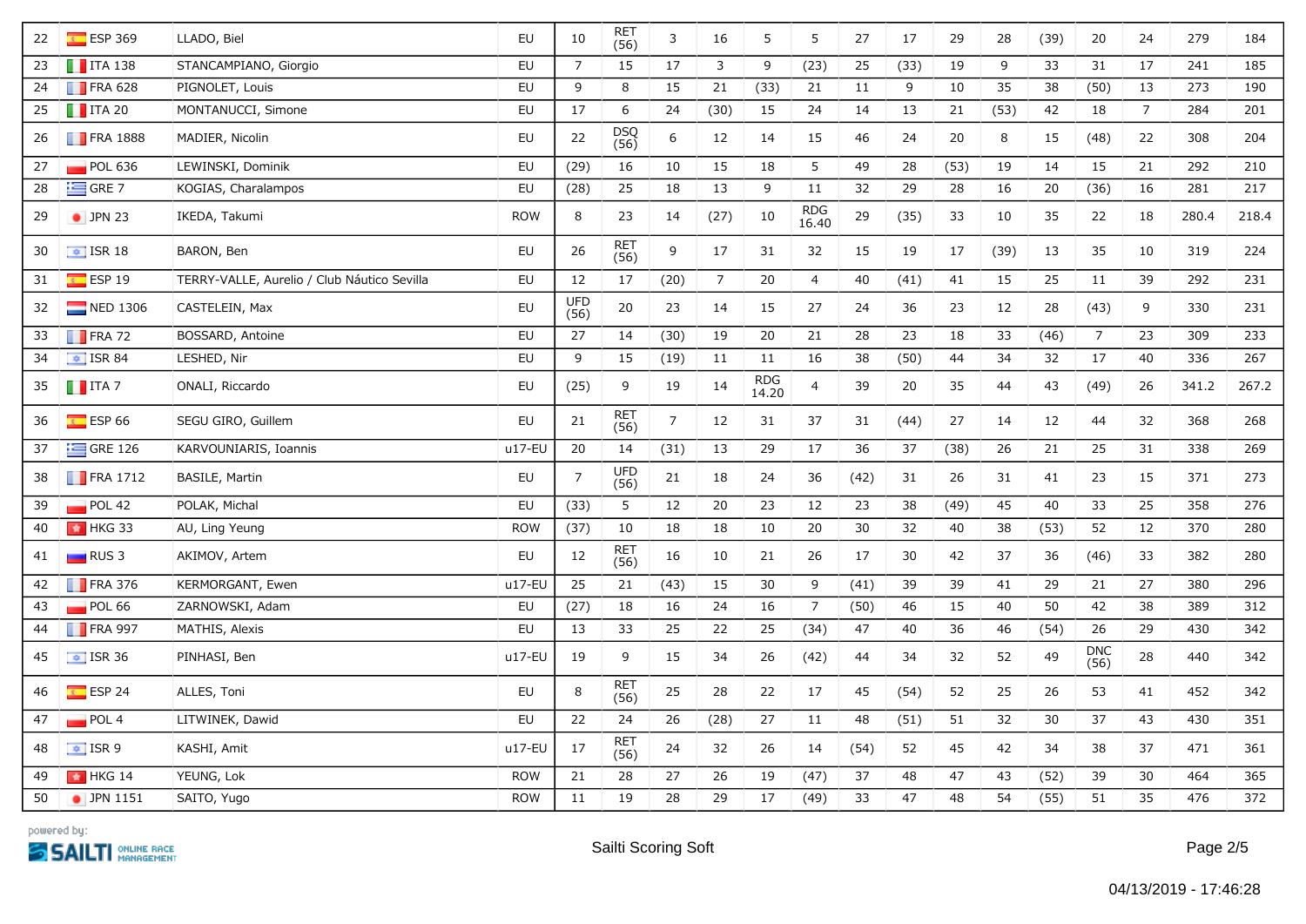| | | | | | | | | | | | | | | | | | | | |
|---|---|---|---|---|---|---|---|---|---|---|---|---|---|---|---|---|---|---|---|
| 22 | ESP 369 | LLADO, Biel | EU | 10 | RET (56) | 3 | 16 | 5 | 5 | 27 | 17 | 29 | 28 | (39) | 20 | 24 | 279 | 184 |
| 23 | ITA 138 | STANCAMPIANO, Giorgio | EU | 7 | 15 | 17 | 3 | 9 | (23) | 25 | (33) | 19 | 9 | 33 | 31 | 17 | 241 | 185 |
| 24 | FRA 628 | PIGNOLET, Louis | EU | 9 | 8 | 15 | 21 | (33) | 21 | 11 | 9 | 10 | 35 | 38 | (50) | 13 | 273 | 190 |
| 25 | ITA 20 | MONTANUCCI, Simone | EU | 17 | 6 | 24 | (30) | 15 | 24 | 14 | 13 | 21 | (53) | 42 | 18 | 7 | 284 | 201 |
| 26 | FRA 1888 | MADIER, Nicolin | EU | 22 | DSQ (56) | 6 | 12 | 14 | 15 | 46 | 24 | 20 | 8 | 15 | (48) | 22 | 308 | 204 |
| 27 | POL 636 | LEWINSKI, Dominik | EU | (29) | 16 | 10 | 15 | 18 | 5 | 49 | 28 | (53) | 19 | 14 | 15 | 21 | 292 | 210 |
| 28 | GRE 7 | KOGIAS, Charalampos | EU | (28) | 25 | 18 | 13 | 9 | 11 | 32 | 29 | 28 | 16 | 20 | (36) | 16 | 281 | 217 |
| 29 | JPN 23 | IKEDA, Takumi | ROW | 8 | 23 | 14 | (27) | 10 | RDG 16.40 | 29 | (35) | 33 | 10 | 35 | 22 | 18 | 280.4 | 218.4 |
| 30 | ISR 18 | BARON, Ben | EU | 26 | RET (56) | 9 | 17 | 31 | 32 | 15 | 19 | 17 | (39) | 13 | 35 | 10 | 319 | 224 |
| 31 | ESP 19 | TERRY-VALLE, Aurelio / Club Náutico Sevilla | EU | 12 | 17 | (20) | 7 | 20 | 4 | 40 | (41) | 41 | 15 | 25 | 11 | 39 | 292 | 231 |
| 32 | NED 1306 | CASTELEIN, Max | EU | UFD (56) | 20 | 23 | 14 | 15 | 27 | 24 | 36 | 23 | 12 | 28 | (43) | 9 | 330 | 231 |
| 33 | FRA 72 | BOSSARD, Antoine | EU | 27 | 14 | (30) | 19 | 20 | 21 | 28 | 23 | 18 | 33 | (46) | 7 | 23 | 309 | 233 |
| 34 | ISR 84 | LESHED, Nir | EU | 9 | 15 | (19) | 11 | 11 | 16 | 38 | (50) | 44 | 34 | 32 | 17 | 40 | 336 | 267 |
| 35 | ITA 7 | ONALI, Riccardo | EU | (25) | 9 | 19 | 14 | RDG 14.20 | 4 | 39 | 20 | 35 | 44 | 43 | (49) | 26 | 341.2 | 267.2 |
| 36 | ESP 66 | SEGU GIRO, Guillem | EU | 21 | RET (56) | 7 | 12 | 31 | 37 | 31 | (44) | 27 | 14 | 12 | 44 | 32 | 368 | 268 |
| 37 | GRE 126 | KARVOUNIARIS, Ioannis | u17-EU | 20 | 14 | (31) | 13 | 29 | 17 | 36 | 37 | (38) | 26 | 21 | 25 | 31 | 338 | 269 |
| 38 | FRA 1712 | BASILE, Martin | EU | 7 | UFD (56) | 21 | 18 | 24 | 36 | (42) | 31 | 26 | 31 | 41 | 23 | 15 | 371 | 273 |
| 39 | POL 42 | POLAK, Michal | EU | (33) | 5 | 12 | 20 | 23 | 12 | 23 | 38 | (49) | 45 | 40 | 33 | 25 | 358 | 276 |
| 40 | HKG 33 | AU, Ling Yeung | ROW | (37) | 10 | 18 | 18 | 10 | 20 | 30 | 32 | 40 | 38 | (53) | 52 | 12 | 370 | 280 |
| 41 | RUS 3 | AKIMOV, Artem | EU | 12 | RET (56) | 16 | 10 | 21 | 26 | 17 | 30 | 42 | 37 | 36 | (46) | 33 | 382 | 280 |
| 42 | FRA 376 | KERMORGANT, Ewen | u17-EU | 25 | 21 | (43) | 15 | 30 | 9 | (41) | 39 | 39 | 41 | 29 | 21 | 27 | 380 | 296 |
| 43 | POL 66 | ZARNOWSKI, Adam | EU | (27) | 18 | 16 | 24 | 16 | 7 | (50) | 46 | 15 | 40 | 50 | 42 | 38 | 389 | 312 |
| 44 | FRA 997 | MATHIS, Alexis | EU | 13 | 33 | 25 | 22 | 25 | (34) | 47 | 40 | 36 | 46 | (54) | 26 | 29 | 430 | 342 |
| 45 | ISR 36 | PINHASI, Ben | u17-EU | 19 | 9 | 15 | 34 | 26 | (42) | 44 | 34 | 32 | 52 | 49 | DNC (56) | 28 | 440 | 342 |
| 46 | ESP 24 | ALLES, Toni | EU | 8 | RET (56) | 25 | 28 | 22 | 17 | 45 | (54) | 52 | 25 | 26 | 53 | 41 | 452 | 342 |
| 47 | POL 4 | LITWINEK, Dawid | EU | 22 | 24 | 26 | (28) | 27 | 11 | 48 | (51) | 51 | 32 | 30 | 37 | 43 | 430 | 351 |
| 48 | ISR 9 | KASHI, Amit | u17-EU | 17 | RET (56) | 24 | 32 | 26 | 14 | (54) | 52 | 45 | 42 | 34 | 38 | 37 | 471 | 361 |
| 49 | HKG 14 | YEUNG, Lok | ROW | 21 | 28 | 27 | 26 | 19 | (47) | 37 | 48 | 47 | 43 | (52) | 39 | 30 | 464 | 365 |
| 50 | JPN 1151 | SAITO, Yugo | ROW | 11 | 19 | 28 | 29 | 17 | (49) | 33 | 47 | 48 | 54 | (55) | 51 | 35 | 476 | 372 |

powered by: SAILTI ONLINE RACE MANAGEMENT

Sailti Scoring Soft

04/13/2019 - 17:46:28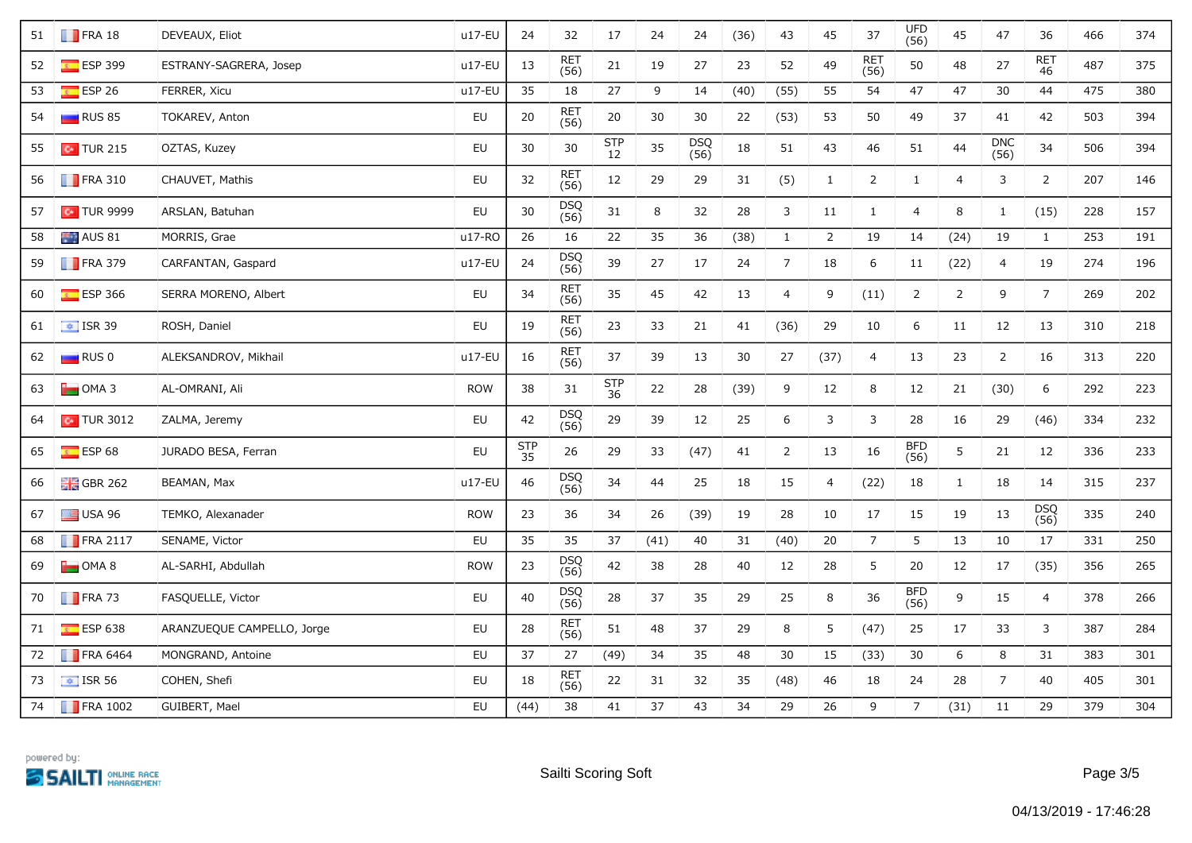| 51 | FRA 18 | DEVEAUX, Eliot | u17-EU | 24 | 32 | 17 | 24 | 24 | (36) | 43 | 45 | 37 | UFD (56) | 45 | 47 | 36 | 466 | 374 |
|---|---|---|---|---|---|---|---|---|---|---|---|---|---|---|---|---|---|---|
| 52 | ESP 399 | ESTRANY-SAGRERA, Josep | u17-EU | 13 | RET (56) | 21 | 19 | 27 | 23 | 52 | 49 | RET (56) | 50 | 48 | 27 | RET 46 | 487 | 375 |
| 53 | ESP 26 | FERRER, Xicu | u17-EU | 35 | 18 | 27 | 9 | 14 | (40) | (55) | 55 | 54 | 47 | 47 | 30 | 44 | 475 | 380 |
| 54 | RUS 85 | TOKAREV, Anton | EU | 20 | RET (56) | 20 | 30 | 30 | 22 | (53) | 53 | 50 | 49 | 37 | 41 | 42 | 503 | 394 |
| 55 | TUR 215 | OZTAS, Kuzey | EU | 30 | 30 | STP 12 | 35 | DSQ (56) | 18 | 51 | 43 | 46 | 51 | 44 | DNC (56) | 34 | 506 | 394 |
| 56 | FRA 310 | CHAUVET, Mathis | EU | 32 | RET (56) | 12 | 29 | 29 | 31 | (5) | 1 | 2 | 1 | 4 | 3 | 2 | 207 | 146 |
| 57 | TUR 9999 | ARSLAN, Batuhan | EU | 30 | DSQ (56) | 31 | 8 | 32 | 28 | 3 | 11 | 1 | 4 | 8 | 1 | (15) | 228 | 157 |
| 58 | AUS 81 | MORRIS, Grae | u17-RO | 26 | 16 | 22 | 35 | 36 | (38) | 1 | 2 | 19 | 14 | (24) | 19 | 1 | 253 | 191 |
| 59 | FRA 379 | CARFANTAN, Gaspard | u17-EU | 24 | DSQ (56) | 39 | 27 | 17 | 24 | 7 | 18 | 6 | 11 | (22) | 4 | 19 | 274 | 196 |
| 60 | ESP 366 | SERRA MORENO, Albert | EU | 34 | RET (56) | 35 | 45 | 42 | 13 | 4 | 9 | (11) | 2 | 2 | 9 | 7 | 269 | 202 |
| 61 | ISR 39 | ROSH, Daniel | EU | 19 | RET (56) | 23 | 33 | 21 | 41 | (36) | 29 | 10 | 6 | 11 | 12 | 13 | 310 | 218 |
| 62 | RUS 0 | ALEKSANDROV, Mikhail | u17-EU | 16 | RET (56) | 37 | 39 | 13 | 30 | 27 | (37) | 4 | 13 | 23 | 2 | 16 | 313 | 220 |
| 63 | OMA 3 | AL-OMRANI, Ali | ROW | 38 | 31 | STP 36 | 22 | 28 | (39) | 9 | 12 | 8 | 12 | 21 | (30) | 6 | 292 | 223 |
| 64 | TUR 3012 | ZALMA, Jeremy | EU | 42 | DSQ (56) | 29 | 39 | 12 | 25 | 6 | 3 | 3 | 28 | 16 | 29 | (46) | 334 | 232 |
| 65 | ESP 68 | JURADO BESA, Ferran | EU | STP 35 | 26 | 29 | 33 | (47) | 41 | 2 | 13 | 16 | BFD (56) | 5 | 21 | 12 | 336 | 233 |
| 66 | GBR 262 | BEAMAN, Max | u17-EU | 46 | DSQ (56) | 34 | 44 | 25 | 18 | 15 | 4 | (22) | 18 | 1 | 18 | 14 | 315 | 237 |
| 67 | USA 96 | TEMKO, Alexanader | ROW | 23 | 36 | 34 | 26 | (39) | 19 | 28 | 10 | 17 | 15 | 19 | 13 | DSQ (56) | 335 | 240 |
| 68 | FRA 2117 | SENAME, Victor | EU | 35 | 35 | 37 | (41) | 40 | 31 | (40) | 20 | 7 | 5 | 13 | 10 | 17 | 331 | 250 |
| 69 | OMA 8 | AL-SARHI, Abdullah | ROW | 23 | DSQ (56) | 42 | 38 | 28 | 40 | 12 | 28 | 5 | 20 | 12 | 17 | (35) | 356 | 265 |
| 70 | FRA 73 | FASQUELLE, Victor | EU | 40 | DSQ (56) | 28 | 37 | 35 | 29 | 25 | 8 | 36 | BFD (56) | 9 | 15 | 4 | 378 | 266 |
| 71 | ESP 638 | ARANZUEQUE CAMPELLO, Jorge | EU | 28 | RET (56) | 51 | 48 | 37 | 29 | 8 | 5 | (47) | 25 | 17 | 33 | 3 | 387 | 284 |
| 72 | FRA 6464 | MONGRAND, Antoine | EU | 37 | 27 | (49) | 34 | 35 | 48 | 30 | 15 | (33) | 30 | 6 | 8 | 31 | 383 | 301 |
| 73 | ISR 56 | COHEN, Shefi | EU | 18 | RET (56) | 22 | 31 | 32 | 35 | (48) | 46 | 18 | 24 | 28 | 7 | 40 | 405 | 301 |
| 74 | FRA 1002 | GUIBERT, Mael | EU | (44) | 38 | 41 | 37 | 43 | 34 | 29 | 26 | 9 | 7 | (31) | 11 | 29 | 379 | 304 |

powered by: SAILTI ONLINE RACE MANAGEMENT

Sailti Scoring Soft

04/13/2019 - 17:46:28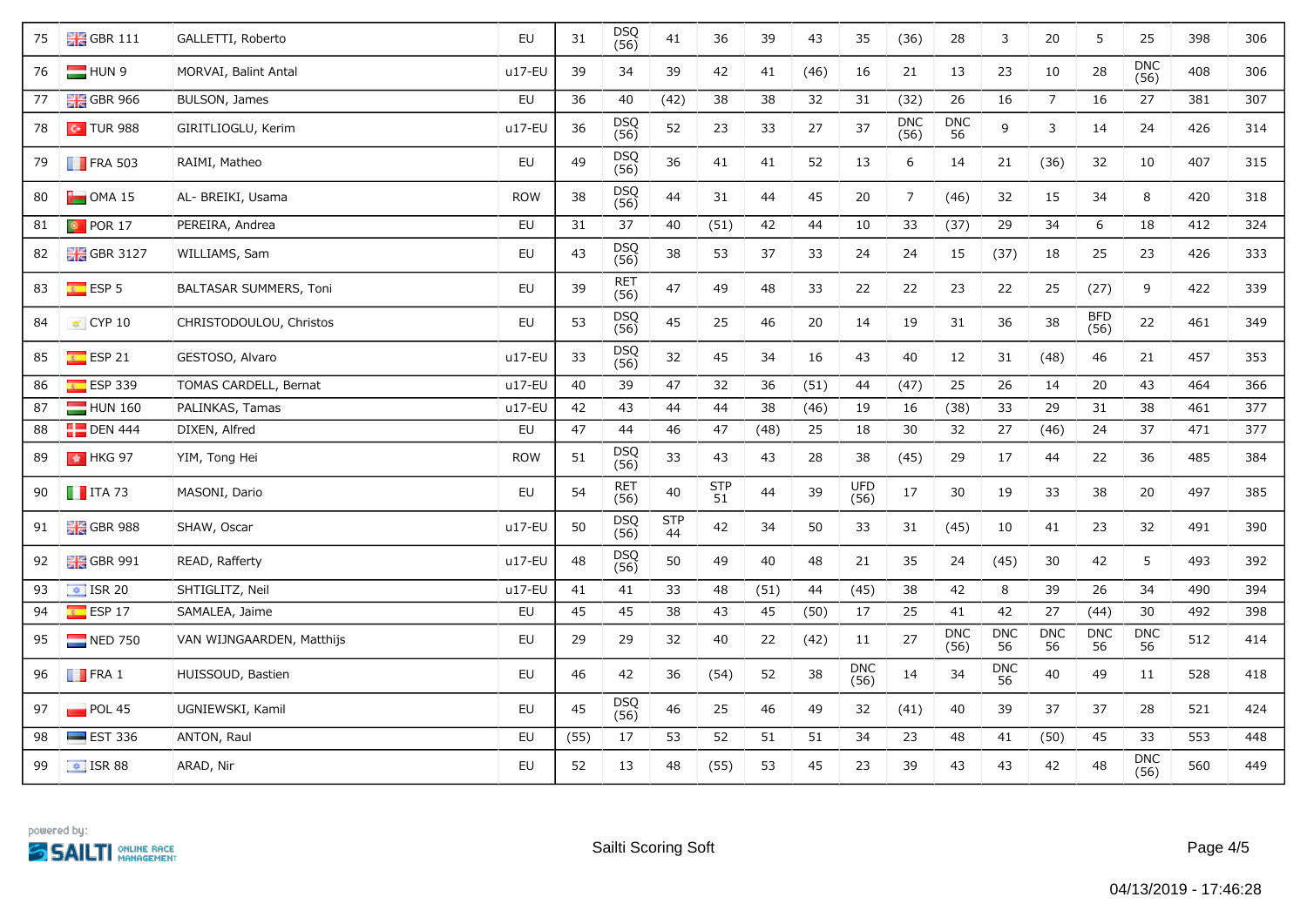| | | | | | | | | | | | | | | | | | | | | |
|---|---|---|---|---|---|---|---|---|---|---|---|---|---|---|---|---|---|---|---|---|
| 75 | GBR 111 | GALLETTI, Roberto | EU | 31 | DSQ (56) | 41 | 36 | 39 | 43 | 35 | (36) | 28 | 3 | 20 | 5 | 25 | 398 | 306 |
| 76 | HUN 9 | MORVAI, Balint Antal | u17-EU | 39 | 34 | 39 | 42 | 41 | (46) | 16 | 21 | 13 | 23 | 10 | 28 | DNC (56) | 408 | 306 |
| 77 | GBR 966 | BULSON, James | EU | 36 | 40 | (42) | 38 | 38 | 32 | 31 | (32) | 26 | 16 | 7 | 16 | 27 | 381 | 307 |
| 78 | TUR 988 | GIRITLIOGLU, Kerim | u17-EU | 36 | DSQ (56) | 52 | 23 | 33 | 27 | 37 | DNC (56) | DNC 56 | 9 | 3 | 14 | 24 | 426 | 314 |
| 79 | FRA 503 | RAIMI, Matheo | EU | 49 | DSQ (56) | 36 | 41 | 41 | 52 | 13 | 6 | 14 | 21 | (36) | 32 | 10 | 407 | 315 |
| 80 | OMA 15 | AL- BREIKI, Usama | ROW | 38 | DSQ (56) | 44 | 31 | 44 | 45 | 20 | 7 | (46) | 32 | 15 | 34 | 8 | 420 | 318 |
| 81 | POR 17 | PEREIRA, Andrea | EU | 31 | 37 | 40 | (51) | 42 | 44 | 10 | 33 | (37) | 29 | 34 | 6 | 18 | 412 | 324 |
| 82 | GBR 3127 | WILLIAMS, Sam | EU | 43 | DSQ (56) | 38 | 53 | 37 | 33 | 24 | 24 | 15 | (37) | 18 | 25 | 23 | 426 | 333 |
| 83 | ESP 5 | BALTASAR SUMMERS, Toni | EU | 39 | RET (56) | 47 | 49 | 48 | 33 | 22 | 22 | 23 | 22 | 25 | (27) | 9 | 422 | 339 |
| 84 | CYP 10 | CHRISTODOULOU, Christos | EU | 53 | DSQ (56) | 45 | 25 | 46 | 20 | 14 | 19 | 31 | 36 | 38 | BFD (56) | 22 | 461 | 349 |
| 85 | ESP 21 | GESTOSO, Alvaro | u17-EU | 33 | DSQ (56) | 32 | 45 | 34 | 16 | 43 | 40 | 12 | 31 | (48) | 46 | 21 | 457 | 353 |
| 86 | ESP 339 | TOMAS CARDELL, Bernat | u17-EU | 40 | 39 | 47 | 32 | 36 | (51) | 44 | (47) | 25 | 26 | 14 | 20 | 43 | 464 | 366 |
| 87 | HUN 160 | PALINKAS, Tamas | u17-EU | 42 | 43 | 44 | 44 | 38 | (46) | 19 | 16 | (38) | 33 | 29 | 31 | 38 | 461 | 377 |
| 88 | DEN 444 | DIXEN, Alfred | EU | 47 | 44 | 46 | 47 | (48) | 25 | 18 | 30 | 32 | 27 | (46) | 24 | 37 | 471 | 377 |
| 89 | HKG 97 | YIM, Tong Hei | ROW | 51 | DSQ (56) | 33 | 43 | 43 | 28 | 38 | (45) | 29 | 17 | 44 | 22 | 36 | 485 | 384 |
| 90 | ITA 73 | MASONI, Dario | EU | 54 | RET (56) | 40 | STP 51 | 44 | 39 | UFD (56) | 17 | 30 | 19 | 33 | 38 | 20 | 497 | 385 |
| 91 | GBR 988 | SHAW, Oscar | u17-EU | 50 | DSQ (56) | STP 44 | 42 | 34 | 50 | 33 | 31 | (45) | 10 | 41 | 23 | 32 | 491 | 390 |
| 92 | GBR 991 | READ, Rafferty | u17-EU | 48 | DSQ (56) | 50 | 49 | 40 | 48 | 21 | 35 | 24 | (45) | 30 | 42 | 5 | 493 | 392 |
| 93 | ISR 20 | SHTIGLITZ, Neil | u17-EU | 41 | 41 | 33 | 48 | (51) | 44 | (45) | 38 | 42 | 8 | 39 | 26 | 34 | 490 | 394 |
| 94 | ESP 17 | SAMALEA, Jaime | EU | 45 | 45 | 38 | 43 | 45 | (50) | 17 | 25 | 41 | 42 | 27 | (44) | 30 | 492 | 398 |
| 95 | NED 750 | VAN WIJNGAARDEN, Matthijs | EU | 29 | 29 | 32 | 40 | 22 | (42) | 11 | 27 | DNC (56) | DNC 56 | DNC 56 | DNC 56 | DNC 56 | 512 | 414 |
| 96 | FRA 1 | HUISSOUD, Bastien | EU | 46 | 42 | 36 | (54) | 52 | 38 | DNC (56) | 14 | 34 | DNC 56 | 40 | 49 | 11 | 528 | 418 |
| 97 | POL 45 | UGNIEWSKI, Kamil | EU | 45 | DSQ (56) | 46 | 25 | 46 | 49 | 32 | (41) | 40 | 39 | 37 | 37 | 28 | 521 | 424 |
| 98 | EST 336 | ANTON, Raul | EU | (55) | 17 | 53 | 52 | 51 | 51 | 34 | 23 | 48 | 41 | (50) | 45 | 33 | 553 | 448 |
| 99 | ISR 88 | ARAD, Nir | EU | 52 | 13 | 48 | (55) | 53 | 45 | 23 | 39 | 43 | 43 | 42 | 48 | DNC (56) | 560 | 449 |

powered by: SAILTI ONLINE RACE MANAGEMENT

Sailti Scoring Soft

04/13/2019 - 17:46:28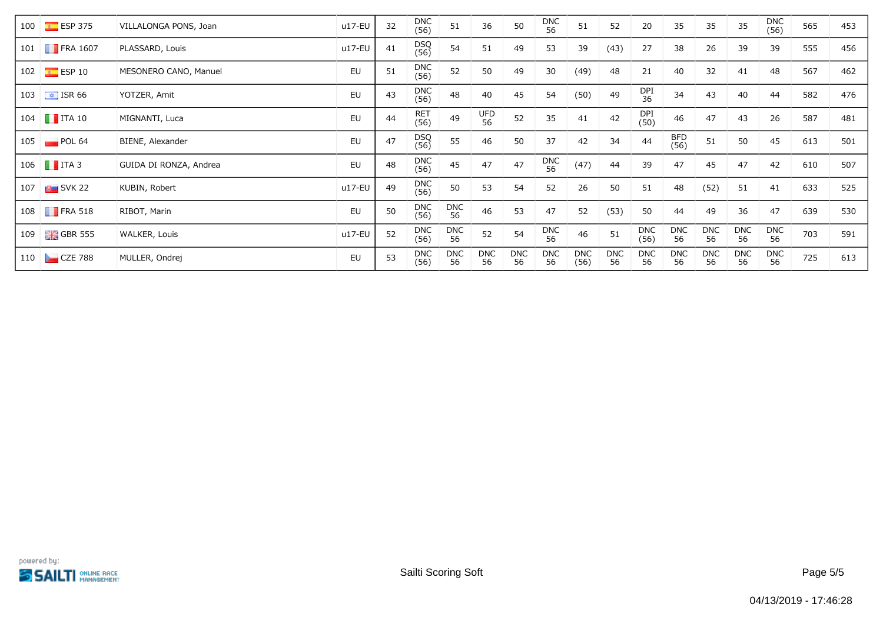| | | | | | | | | | | | | | | | | | | | | | |
|---|---|---|---|---|---|---|---|---|---|---|---|---|---|---|---|---|---|---|---|---|---|
| 100 | ESP 375 | VILLALONGA PONS, Joan | u17-EU | 32 | DNC (56) | 51 | 36 | 50 | DNC 56 | 51 | 52 | 20 | 35 | 35 | 35 | DNC (56) | 565 | 453 |
| 101 | FRA 1607 | PLASSARD, Louis | u17-EU | 41 | DSQ (56) | 54 | 51 | 49 | 53 | 39 | (43) | 27 | 38 | 26 | 39 | 39 | 555 | 456 |
| 102 | ESP 10 | MESONERO CANO, Manuel | EU | 51 | DNC (56) | 52 | 50 | 49 | 30 | (49) | 48 | 21 | 40 | 32 | 41 | 48 | 567 | 462 |
| 103 | ISR 66 | YOTZER, Amit | EU | 43 | DNC (56) | 48 | 40 | 45 | 54 | (50) | 49 | DPI 36 | 34 | 43 | 40 | 44 | 582 | 476 |
| 104 | ITA 10 | MIGNANTI, Luca | EU | 44 | RET (56) | 49 | UFD 56 | 52 | 35 | 41 | 42 | DPI (50) | 46 | 47 | 43 | 26 | 587 | 481 |
| 105 | POL 64 | BIENE, Alexander | EU | 47 | DSQ (56) | 55 | 46 | 50 | 37 | 42 | 34 | 44 | BFD (56) | 51 | 50 | 45 | 613 | 501 |
| 106 | ITA 3 | GUIDA DI RONZA, Andrea | EU | 48 | DNC (56) | 45 | 47 | 47 | DNC 56 | (47) | 44 | 39 | 47 | 45 | 47 | 42 | 610 | 507 |
| 107 | SVK 22 | KUBIN, Robert | u17-EU | 49 | DNC (56) | 50 | 53 | 54 | 52 | 26 | 50 | 51 | 48 | (52) | 51 | 41 | 633 | 525 |
| 108 | FRA 518 | RIBOT, Marin | EU | 50 | DNC (56) | DNC 56 | 46 | 53 | 47 | 52 | (53) | 50 | 44 | 49 | 36 | 47 | 639 | 530 |
| 109 | GBR 555 | WALKER, Louis | u17-EU | 52 | DNC (56) | DNC 56 | 52 | 54 | DNC 56 | 46 | 51 | DNC (56) | DNC 56 | DNC 56 | DNC 56 | DNC 56 | 703 | 591 |
| 110 | CZE 788 | MULLER, Ondrej | EU | 53 | DNC (56) | DNC 56 | DNC 56 | DNC 56 | DNC 56 | DNC (56) | DNC 56 | DNC 56 | DNC 56 | DNC 56 | DNC 56 | DNC 56 | 725 | 613 |

powered by: SAILTI ONLINE RACE MANAGEMENT

Sailti Scoring Soft

04/13/2019 - 17:46:28